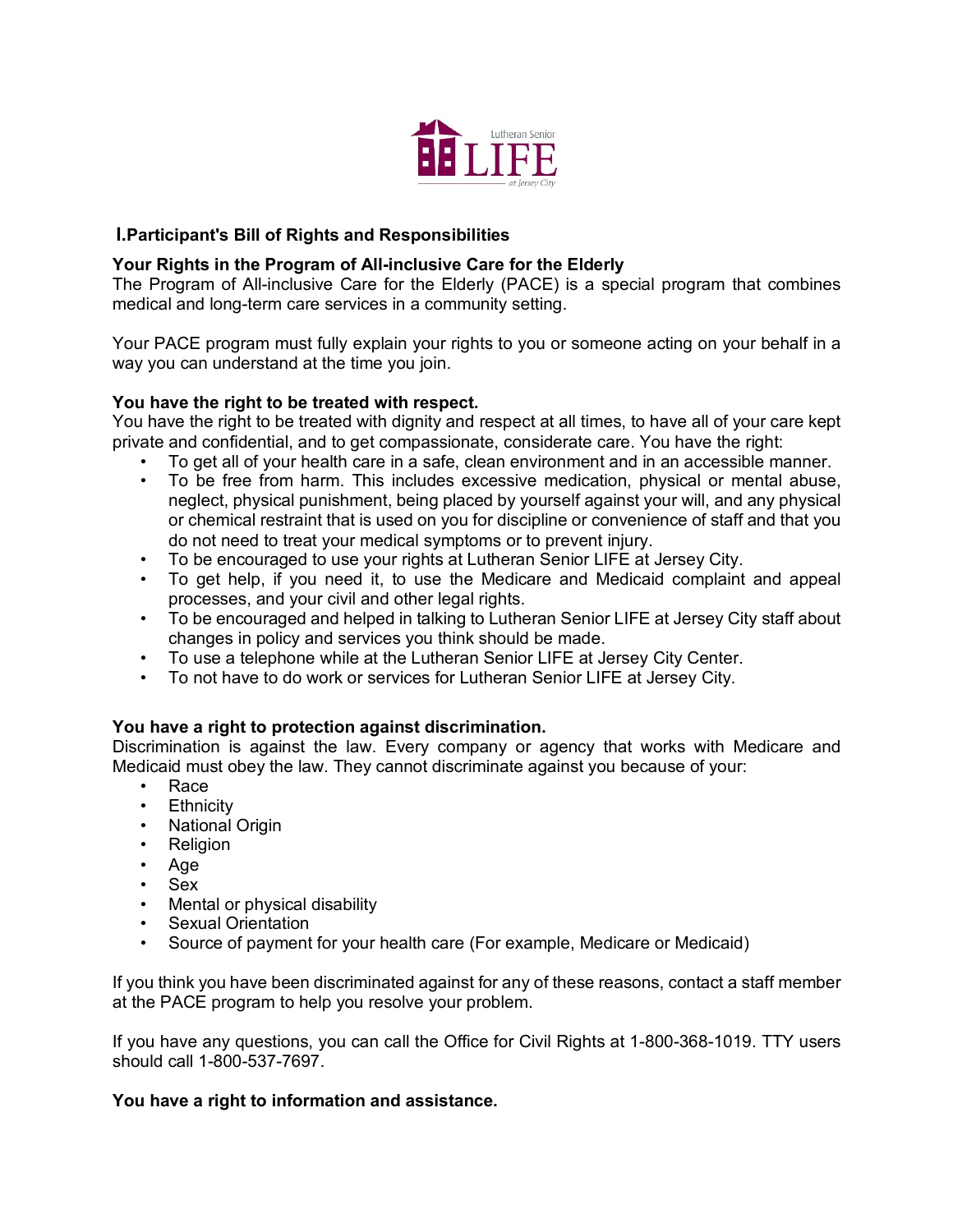Lutheran Senior LIFE at Jersey City

## I. Participant's Bill of Rights and Responsibilities

### Your Rights in the Program of All-inclusive Care for the Elderly

The Program of All-inclusive Care for the Elderly (PACE) is a special program that combines medical and long-term care services in a community setting.

Your PACE program must fully explain your rights to you or someone acting on your behalf in a way you can understand at the time you join.

### You have the right to be treated with respect.

You have the right to be treated with dignity and respect at all times, to have all of your care kept private and confidential, and to get compassionate, considerate care. You have the right:

- To get all of your health care in a safe, clean environment and in an accessible manner.
- To be free from harm. This includes excessive medication, physical or mental abuse, neglect, physical punishment, being placed by yourself against your will, and any physical or chemical restraint that is used on you for discipline or convenience of staff and that you do not need to treat your medical symptoms or to prevent injury.
- To be encouraged to use your rights at Lutheran Senior LIFE at Jersey City.
- To get help, if you need it, to use the Medicare and Medicaid complaint and appeal processes, and your civil and other legal rights.
- To be encouraged and helped in talking to Lutheran Senior LIFE at Jersey City staff about changes in policy and services you think should be made.
- To use a telephone while at the Lutheran Senior LIFE at Jersey City Center.
- To not have to do work or services for Lutheran Senior LIFE at Jersey City.

### You have a right to protection against discrimination.

Discrimination is against the law. Every company or agency that works with Medicare and Medicaid must obey the law. They cannot discriminate against you because of your:

- Race
- Ethnicity
- National Origin
- Religion
- Age
- Sex
- Mental or physical disability
- Sexual Orientation
- Source of payment for your health care (For example, Medicare or Medicaid)

If you think you have been discriminated against for any of these reasons, contact a staff member at the PACE program to help you resolve your problem.

If you have any questions, you can call the Office for Civil Rights at 1-800-368-1019. TTY users should call 1-800-537-7697.

### You have a right to information and assistance.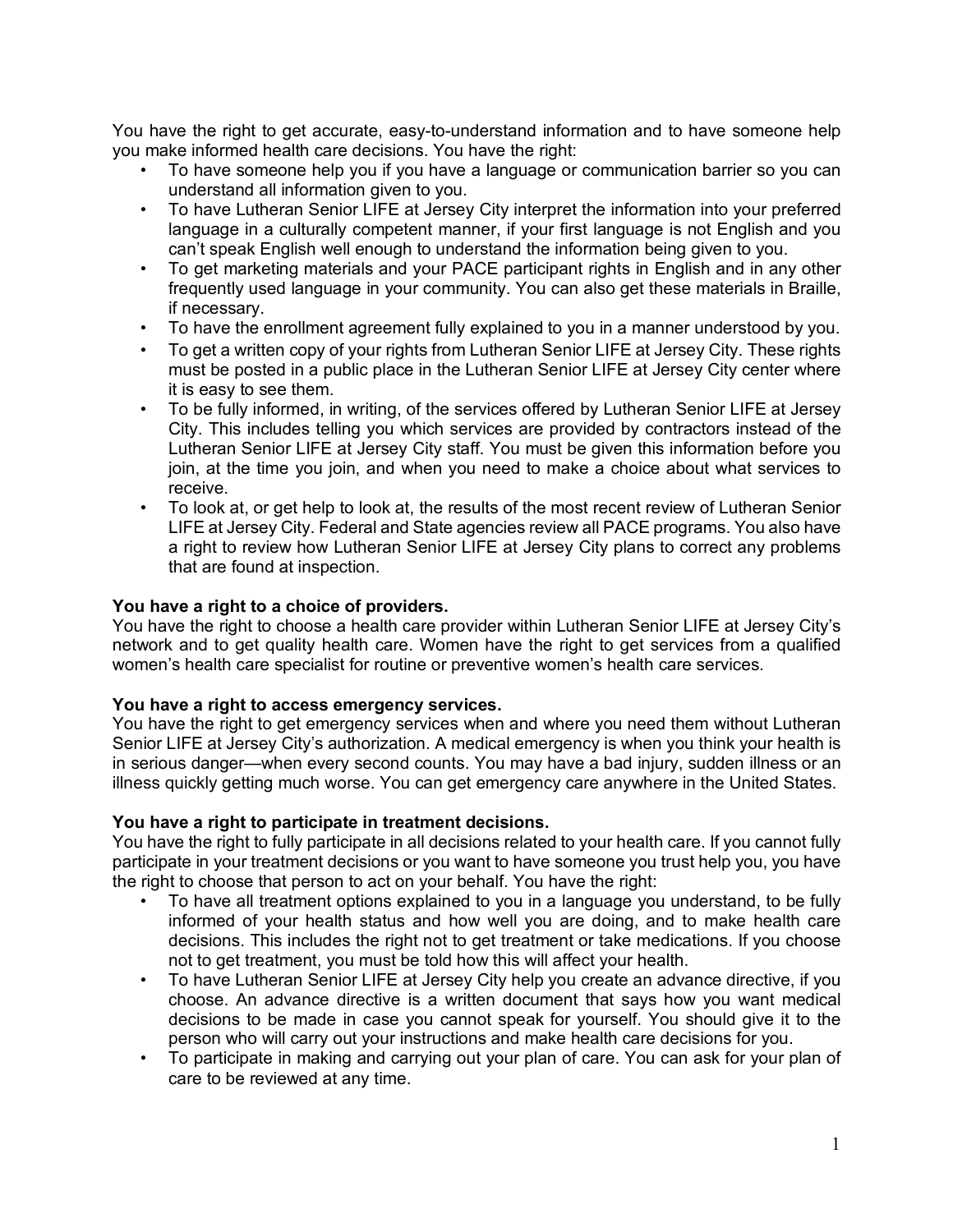You have the right to get accurate, easy-to-understand information and to have someone help you make informed health care decisions. You have the right:

- To have someone help you if you have a language or communication barrier so you can understand all information given to you.
- To have Lutheran Senior LIFE at Jersey City interpret the information into your preferred language in a culturally competent manner, if your first language is not English and you can't speak English well enough to understand the information being given to you.
- To get marketing materials and your PACE participant rights in English and in any other frequently used language in your community. You can also get these materials in Braille, if necessary.
- To have the enrollment agreement fully explained to you in a manner understood by you.
- To get a written copy of your rights from Lutheran Senior LIFE at Jersey City. These rights must be posted in a public place in the Lutheran Senior LIFE at Jersey City center where it is easy to see them.
- To be fully informed, in writing, of the services offered by Lutheran Senior LIFE at Jersey City. This includes telling you which services are provided by contractors instead of the Lutheran Senior LIFE at Jersey City staff. You must be given this information before you join, at the time you join, and when you need to make a choice about what services to receive.
- To look at, or get help to look at, the results of the most recent review of Lutheran Senior LIFE at Jersey City. Federal and State agencies review all PACE programs. You also have a right to review how Lutheran Senior LIFE at Jersey City plans to correct any problems that are found at inspection.

**You have a right to a choice of providers.**
You have the right to choose a health care provider within Lutheran Senior LIFE at Jersey City's network and to get quality health care. Women have the right to get services from a qualified women's health care specialist for routine or preventive women's health care services.

**You have a right to access emergency services.**
You have the right to get emergency services when and where you need them without Lutheran Senior LIFE at Jersey City's authorization. A medical emergency is when you think your health is in serious danger—when every second counts. You may have a bad injury, sudden illness or an illness quickly getting much worse. You can get emergency care anywhere in the United States.

**You have a right to participate in treatment decisions.**
You have the right to fully participate in all decisions related to your health care. If you cannot fully participate in your treatment decisions or you want to have someone you trust help you, you have the right to choose that person to act on your behalf. You have the right:

- To have all treatment options explained to you in a language you understand, to be fully informed of your health status and how well you are doing, and to make health care decisions. This includes the right not to get treatment or take medications. If you choose not to get treatment, you must be told how this will affect your health.
- To have Lutheran Senior LIFE at Jersey City help you create an advance directive, if you choose. An advance directive is a written document that says how you want medical decisions to be made in case you cannot speak for yourself. You should give it to the person who will carry out your instructions and make health care decisions for you.
- To participate in making and carrying out your plan of care. You can ask for your plan of care to be reviewed at any time.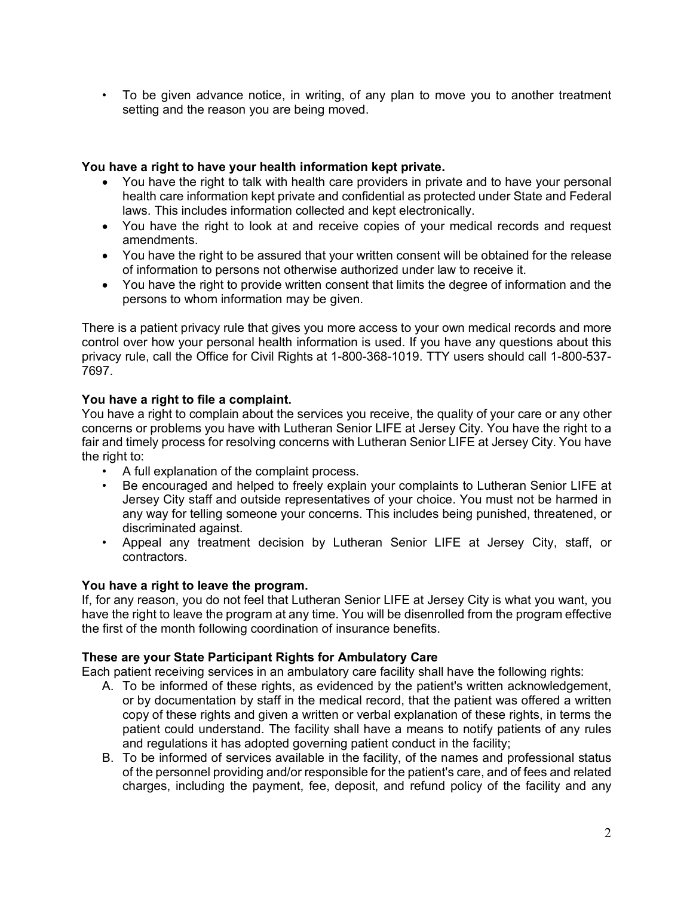- To be given advance notice, in writing, of any plan to move you to another treatment setting and the reason you are being moved.

**You have a right to have your health information kept private.**

- You have the right to talk with health care providers in private and to have your personal health care information kept private and confidential as protected under State and Federal laws. This includes information collected and kept electronically.
- You have the right to look at and receive copies of your medical records and request amendments.
- You have the right to be assured that your written consent will be obtained for the release of information to persons not otherwise authorized under law to receive it.
- You have the right to provide written consent that limits the degree of information and the persons to whom information may be given.

There is a patient privacy rule that gives you more access to your own medical records and more control over how your personal health information is used. If you have any questions about this privacy rule, call the Office for Civil Rights at 1-800-368-1019. TTY users should call 1-800-537-7697.

**You have a right to file a complaint.**

You have a right to complain about the services you receive, the quality of your care or any other concerns or problems you have with Lutheran Senior LIFE at Jersey City. You have the right to a fair and timely process for resolving concerns with Lutheran Senior LIFE at Jersey City. You have the right to:

- A full explanation of the complaint process.
- Be encouraged and helped to freely explain your complaints to Lutheran Senior LIFE at Jersey City staff and outside representatives of your choice. You must not be harmed in any way for telling someone your concerns. This includes being punished, threatened, or discriminated against.
- Appeal any treatment decision by Lutheran Senior LIFE at Jersey City, staff, or contractors.

**You have a right to leave the program.**

If, for any reason, you do not feel that Lutheran Senior LIFE at Jersey City is what you want, you have the right to leave the program at any time. You will be disenrolled from the program effective the first of the month following coordination of insurance benefits.

**These are your State Participant Rights for Ambulatory Care**

Each patient receiving services in an ambulatory care facility shall have the following rights:

A. To be informed of these rights, as evidenced by the patient's written acknowledgement, or by documentation by staff in the medical record, that the patient was offered a written copy of these rights and given a written or verbal explanation of these rights, in terms the patient could understand. The facility shall have a means to notify patients of any rules and regulations it has adopted governing patient conduct in the facility;

B. To be informed of services available in the facility, of the names and professional status of the personnel providing and/or responsible for the patient's care, and of fees and related charges, including the payment, fee, deposit, and refund policy of the facility and any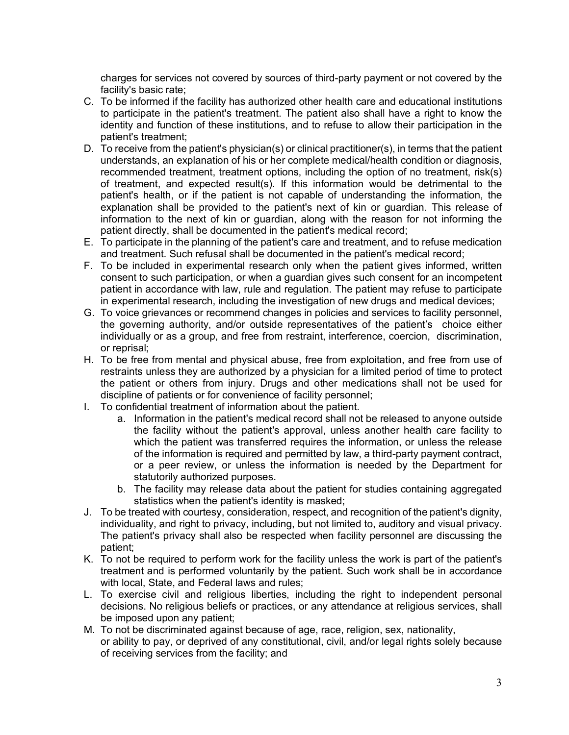charges for services not covered by sources of third-party payment or not covered by the facility's basic rate;

C. To be informed if the facility has authorized other health care and educational institutions to participate in the patient's treatment. The patient also shall have a right to know the identity and function of these institutions, and to refuse to allow their participation in the patient's treatment;

D. To receive from the patient's physician(s) or clinical practitioner(s), in terms that the patient understands, an explanation of his or her complete medical/health condition or diagnosis, recommended treatment, treatment options, including the option of no treatment, risk(s) of treatment, and expected result(s). If this information would be detrimental to the patient's health, or if the patient is not capable of understanding the information, the explanation shall be provided to the patient's next of kin or guardian. This release of information to the next of kin or guardian, along with the reason for not informing the patient directly, shall be documented in the patient's medical record;

E. To participate in the planning of the patient's care and treatment, and to refuse medication and treatment. Such refusal shall be documented in the patient's medical record;

F. To be included in experimental research only when the patient gives informed, written consent to such participation, or when a guardian gives such consent for an incompetent patient in accordance with law, rule and regulation. The patient may refuse to participate in experimental research, including the investigation of new drugs and medical devices;

G. To voice grievances or recommend changes in policies and services to facility personnel, the governing authority, and/or outside representatives of the patient's choice either individually or as a group, and free from restraint, interference, coercion, discrimination, or reprisal;

H. To be free from mental and physical abuse, free from exploitation, and free from use of restraints unless they are authorized by a physician for a limited period of time to protect the patient or others from injury. Drugs and other medications shall not be used for discipline of patients or for convenience of facility personnel;

I. To confidential treatment of information about the patient.
   a. Information in the patient's medical record shall not be released to anyone outside the facility without the patient's approval, unless another health care facility to which the patient was transferred requires the information, or unless the release of the information is required and permitted by law, a third-party payment contract, or a peer review, or unless the information is needed by the Department for statutorily authorized purposes.
   b. The facility may release data about the patient for studies containing aggregated statistics when the patient's identity is masked;

J. To be treated with courtesy, consideration, respect, and recognition of the patient's dignity, individuality, and right to privacy, including, but not limited to, auditory and visual privacy. The patient's privacy shall also be respected when facility personnel are discussing the patient;

K. To not be required to perform work for the facility unless the work is part of the patient's treatment and is performed voluntarily by the patient. Such work shall be in accordance with local, State, and Federal laws and rules;

L. To exercise civil and religious liberties, including the right to independent personal decisions. No religious beliefs or practices, or any attendance at religious services, shall be imposed upon any patient;

M. To not be discriminated against because of age, race, religion, sex, nationality, or ability to pay, or deprived of any constitutional, civil, and/or legal rights solely because of receiving services from the facility; and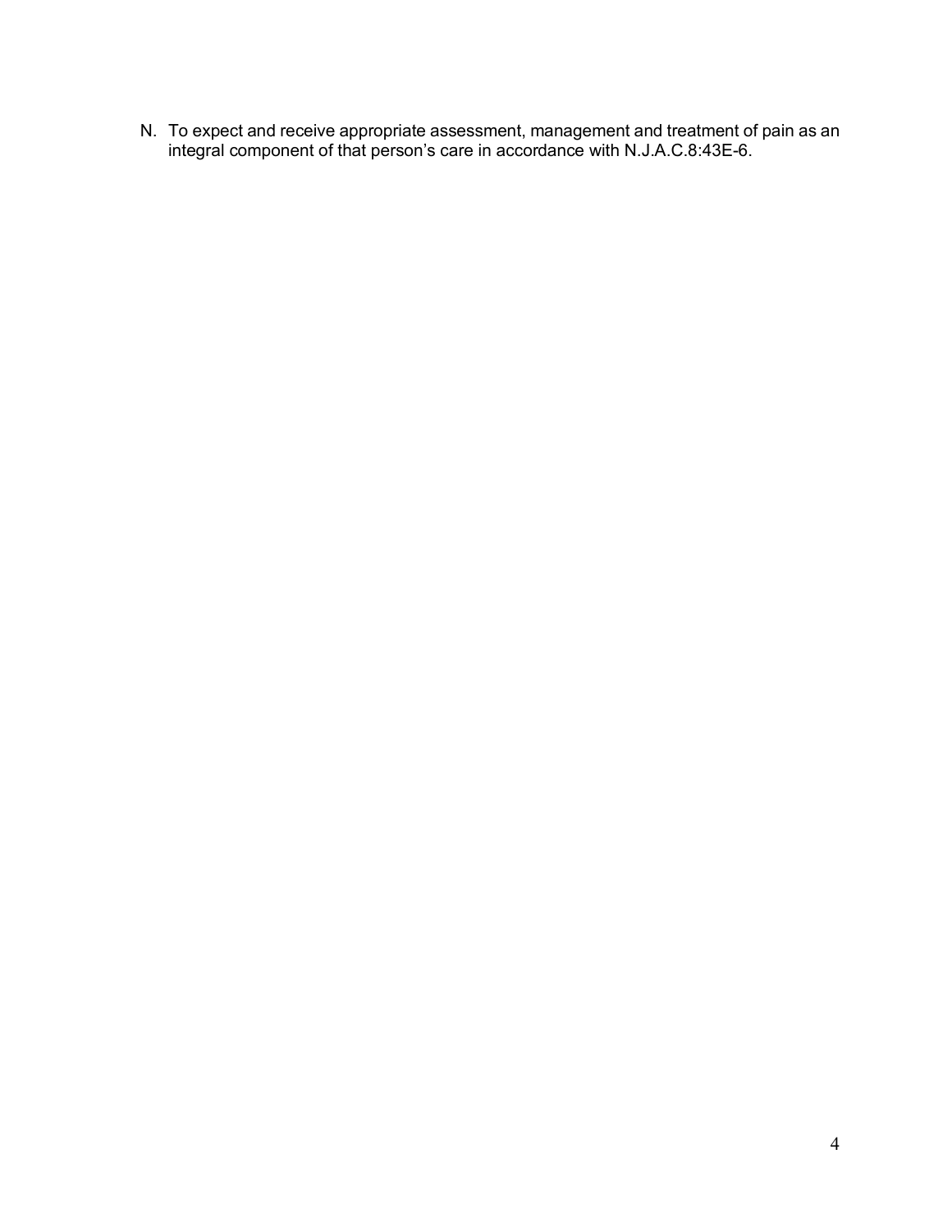N. To expect and receive appropriate assessment, management and treatment of pain as an integral component of that person's care in accordance with N.J.A.C.8:43E-6.